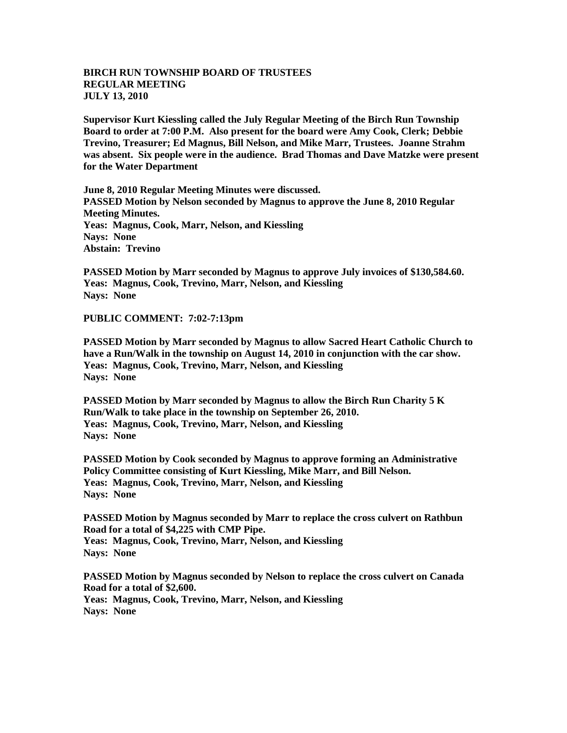**BIRCH RUN TOWNSHIP BOARD OF TRUSTEES**
**REGULAR MEETING**
**JULY 13, 2010**

**Supervisor Kurt Kiessling called the July Regular Meeting of the Birch Run Township Board to order at 7:00 P.M. Also present for the board were Amy Cook, Clerk; Debbie Trevino, Treasurer; Ed Magnus, Bill Nelson, and Mike Marr, Trustees. Joanne Strahm was absent. Six people were in the audience. Brad Thomas and Dave Matzke were present for the Water Department**

**June 8, 2010 Regular Meeting Minutes were discussed.**
**PASSED Motion by Nelson seconded by Magnus to approve the June 8, 2010 Regular Meeting Minutes.**
**Yeas: Magnus, Cook, Marr, Nelson, and Kiessling**
**Nays: None**
**Abstain: Trevino**

**PASSED Motion by Marr seconded by Magnus to approve July invoices of $130,584.60.**
**Yeas: Magnus, Cook, Trevino, Marr, Nelson, and Kiessling**
**Nays: None**

**PUBLIC COMMENT: 7:02-7:13pm**

**PASSED Motion by Marr seconded by Magnus to allow Sacred Heart Catholic Church to have a Run/Walk in the township on August 14, 2010 in conjunction with the car show.**
**Yeas: Magnus, Cook, Trevino, Marr, Nelson, and Kiessling**
**Nays: None**

**PASSED Motion by Marr seconded by Magnus to allow the Birch Run Charity 5 K Run/Walk to take place in the township on September 26, 2010.**
**Yeas: Magnus, Cook, Trevino, Marr, Nelson, and Kiessling**
**Nays: None**

**PASSED Motion by Cook seconded by Magnus to approve forming an Administrative Policy Committee consisting of Kurt Kiessling, Mike Marr, and Bill Nelson.**
**Yeas: Magnus, Cook, Trevino, Marr, Nelson, and Kiessling**
**Nays: None**

**PASSED Motion by Magnus seconded by Marr to replace the cross culvert on Rathbun Road for a total of $4,225 with CMP Pipe.**
**Yeas: Magnus, Cook, Trevino, Marr, Nelson, and Kiessling**
**Nays: None**

**PASSED Motion by Magnus seconded by Nelson to replace the cross culvert on Canada Road for a total of $2,600.**
**Yeas: Magnus, Cook, Trevino, Marr, Nelson, and Kiessling**
**Nays: None**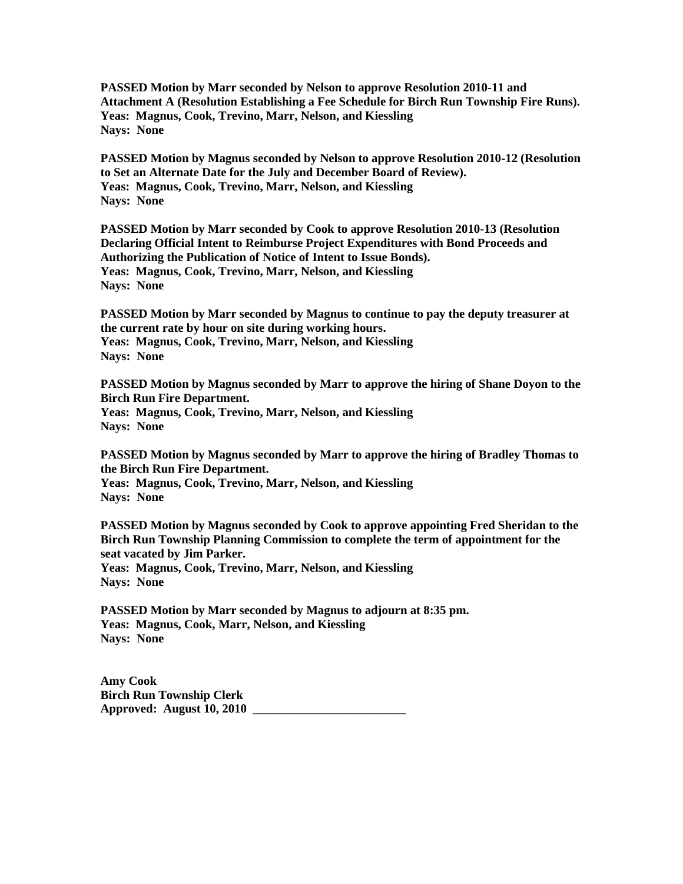**PASSED Motion by Marr seconded by Nelson to approve Resolution 2010-11 and Attachment A (Resolution Establishing a Fee Schedule for Birch Run Township Fire Runs).**
**Yeas: Magnus, Cook, Trevino, Marr, Nelson, and Kiessling**
**Nays: None**

**PASSED Motion by Magnus seconded by Nelson to approve Resolution 2010-12 (Resolution to Set an Alternate Date for the July and December Board of Review).**
**Yeas: Magnus, Cook, Trevino, Marr, Nelson, and Kiessling**
**Nays: None**

**PASSED Motion by Marr seconded by Cook to approve Resolution 2010-13 (Resolution Declaring Official Intent to Reimburse Project Expenditures with Bond Proceeds and Authorizing the Publication of Notice of Intent to Issue Bonds).**
**Yeas: Magnus, Cook, Trevino, Marr, Nelson, and Kiessling**
**Nays: None**

**PASSED Motion by Marr seconded by Magnus to continue to pay the deputy treasurer at the current rate by hour on site during working hours.**
**Yeas: Magnus, Cook, Trevino, Marr, Nelson, and Kiessling**
**Nays: None**

**PASSED Motion by Magnus seconded by Marr to approve the hiring of Shane Doyon to the Birch Run Fire Department.**
**Yeas: Magnus, Cook, Trevino, Marr, Nelson, and Kiessling**
**Nays: None**

**PASSED Motion by Magnus seconded by Marr to approve the hiring of Bradley Thomas to the Birch Run Fire Department.**
**Yeas: Magnus, Cook, Trevino, Marr, Nelson, and Kiessling**
**Nays: None**

**PASSED Motion by Magnus seconded by Cook to approve appointing Fred Sheridan to the Birch Run Township Planning Commission to complete the term of appointment for the seat vacated by Jim Parker.**
**Yeas: Magnus, Cook, Trevino, Marr, Nelson, and Kiessling**
**Nays: None**

**PASSED Motion by Marr seconded by Magnus to adjourn at 8:35 pm.**
**Yeas: Magnus, Cook, Marr, Nelson, and Kiessling**
**Nays: None**

**Amy Cook**
**Birch Run Township Clerk**
**Approved: August 10, 2010 _________________________**